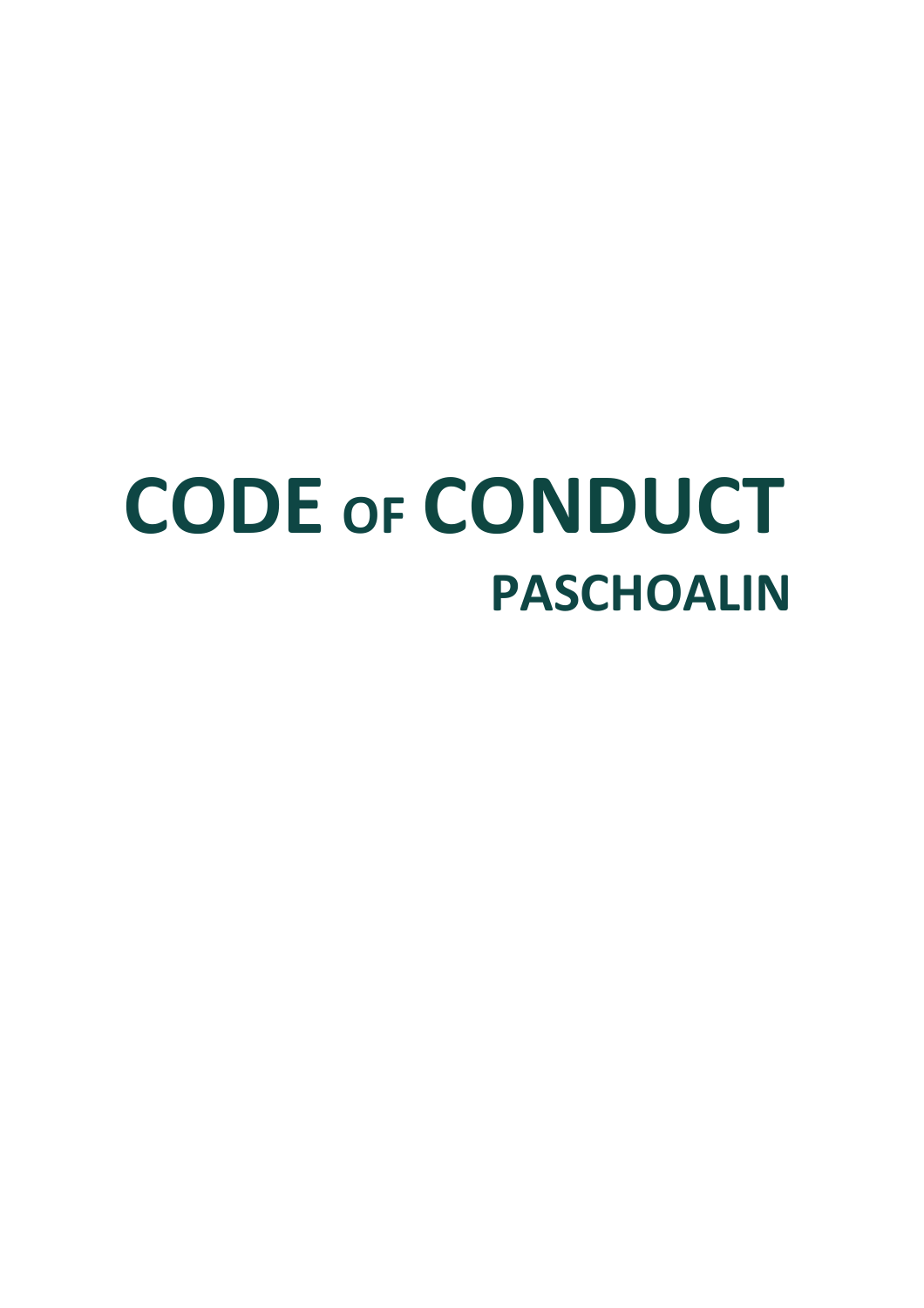# CODE OF CONDUCT

## PASCHOALIN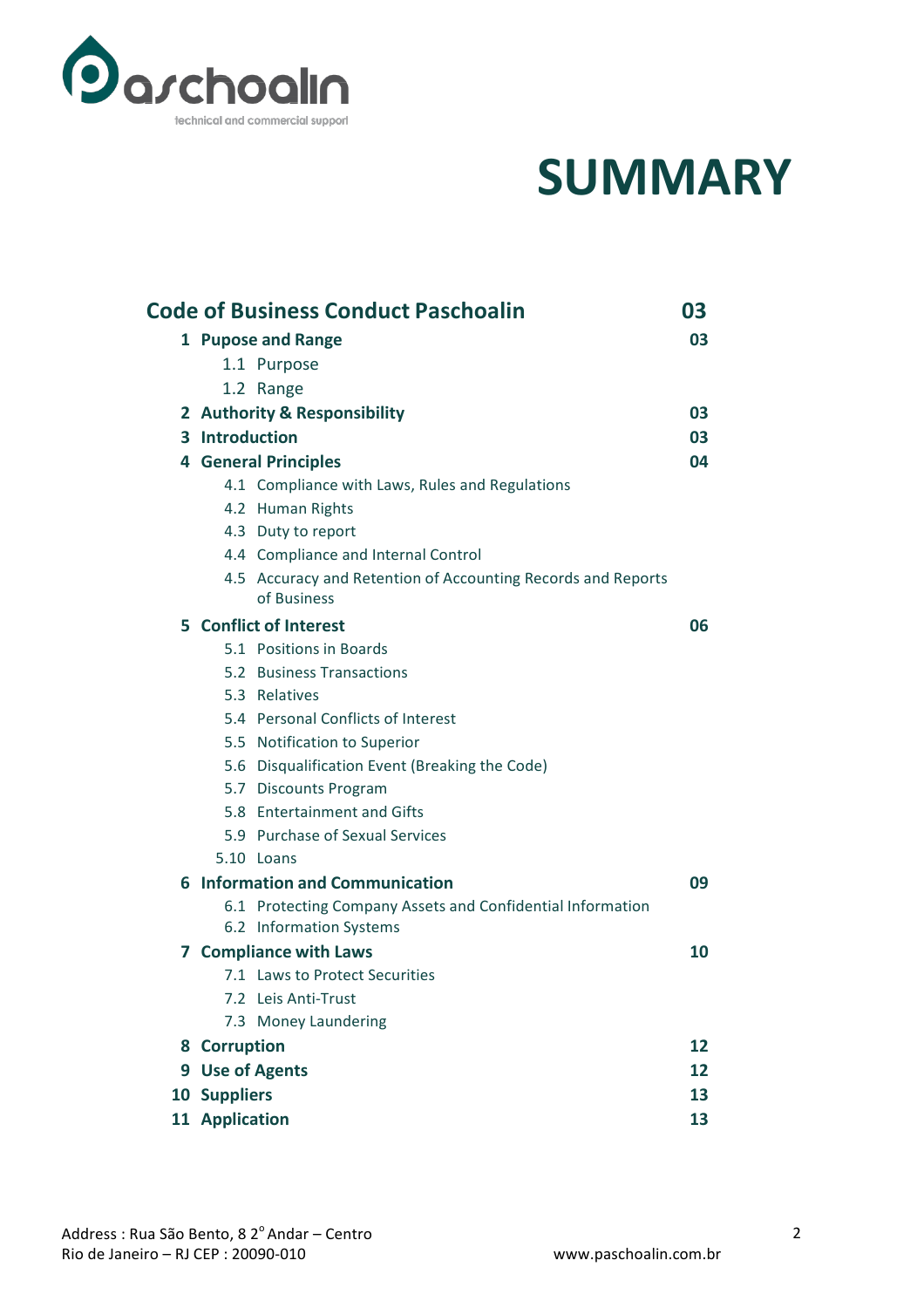# SUMMARY

| Code of Business Conduct Paschoalin | 03 |
|---|---|
| **1 Pupose and Range** | **03** |
| 1.1 Purpose | |
| 1.2 Range | |
| **2 Authority & Responsibility** | **03** |
| **3 Introduction** | **03** |
| **4 General Principles** | **04** |
| 4.1 Compliance with Laws, Rules and Regulations | |
| 4.2 Human Rights | |
| 4.3 Duty to report | |
| 4.4 Compliance and Internal Control | |
| 4.5 Accuracy and Retention of Accounting Records and Reports of Business | |
| **5 Conflict of Interest** | **06** |
| 5.1 Positions in Boards | |
| 5.2 Business Transactions | |
| 5.3 Relatives | |
| 5.4 Personal Conflicts of Interest | |
| 5.5 Notification to Superior | |
| 5.6 Disqualification Event (Breaking the Code) | |
| 5.7 Discounts Program | |
| 5.8 Entertainment and Gifts | |
| 5.9 Purchase of Sexual Services | |
| 5.10 Loans | |
| **6 Information and Communication** | **09** |
| 6.1 Protecting Company Assets and Confidential Information | |
| 6.2 Information Systems | |
| **7 Compliance with Laws** | **10** |
| 7.1 Laws to Protect Securities | |
| 7.2 Leis Anti-Trust | |
| 7.3 Money Laundering | |
| **8 Corruption** | **12** |
| **9 Use of Agents** | **12** |
| **10 Suppliers** | **13** |
| **11 Application** | **13** |

Address : Rua São Bento, 8 2° Andar – Centro
Rio de Janeiro – RJ CEP : 20090-010 www.paschoalin.com.br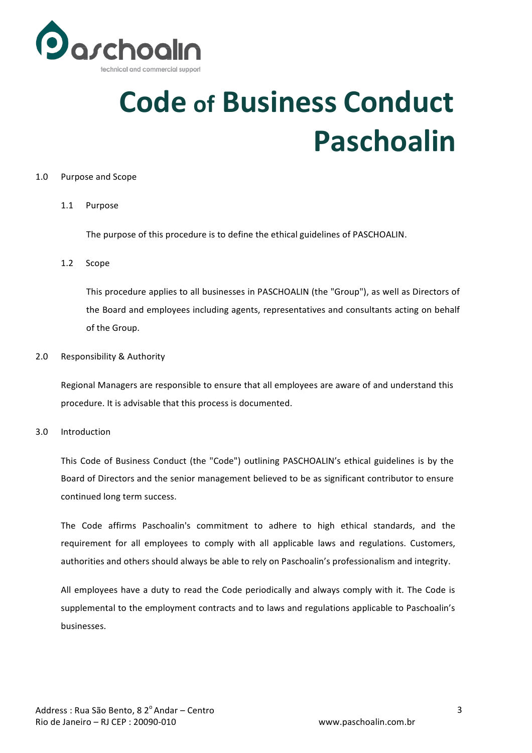# Code of Business Conduct Paschoalin

## 1.0 Purpose and Scope

### 1.1 Purpose

The purpose of this procedure is to define the ethical guidelines of PASCHOALIN.

### 1.2 Scope

This procedure applies to all businesses in PASCHOALIN (the "Group"), as well as Directors of the Board and employees including agents, representatives and consultants acting on behalf of the Group.

## 2.0 Responsibility & Authority

Regional Managers are responsible to ensure that all employees are aware of and understand this procedure. It is advisable that this process is documented.

## 3.0 Introduction

This Code of Business Conduct (the "Code") outlining PASCHOALIN's ethical guidelines is by the Board of Directors and the senior management believed to be as significant contributor to ensure continued long term success.

The Code affirms Paschoalin's commitment to adhere to high ethical standards, and the requirement for all employees to comply with all applicable laws and regulations. Customers, authorities and others should always be able to rely on Paschoalin's professionalism and integrity.

All employees have a duty to read the Code periodically and always comply with it. The Code is supplemental to the employment contracts and to laws and regulations applicable to Paschoalin's businesses.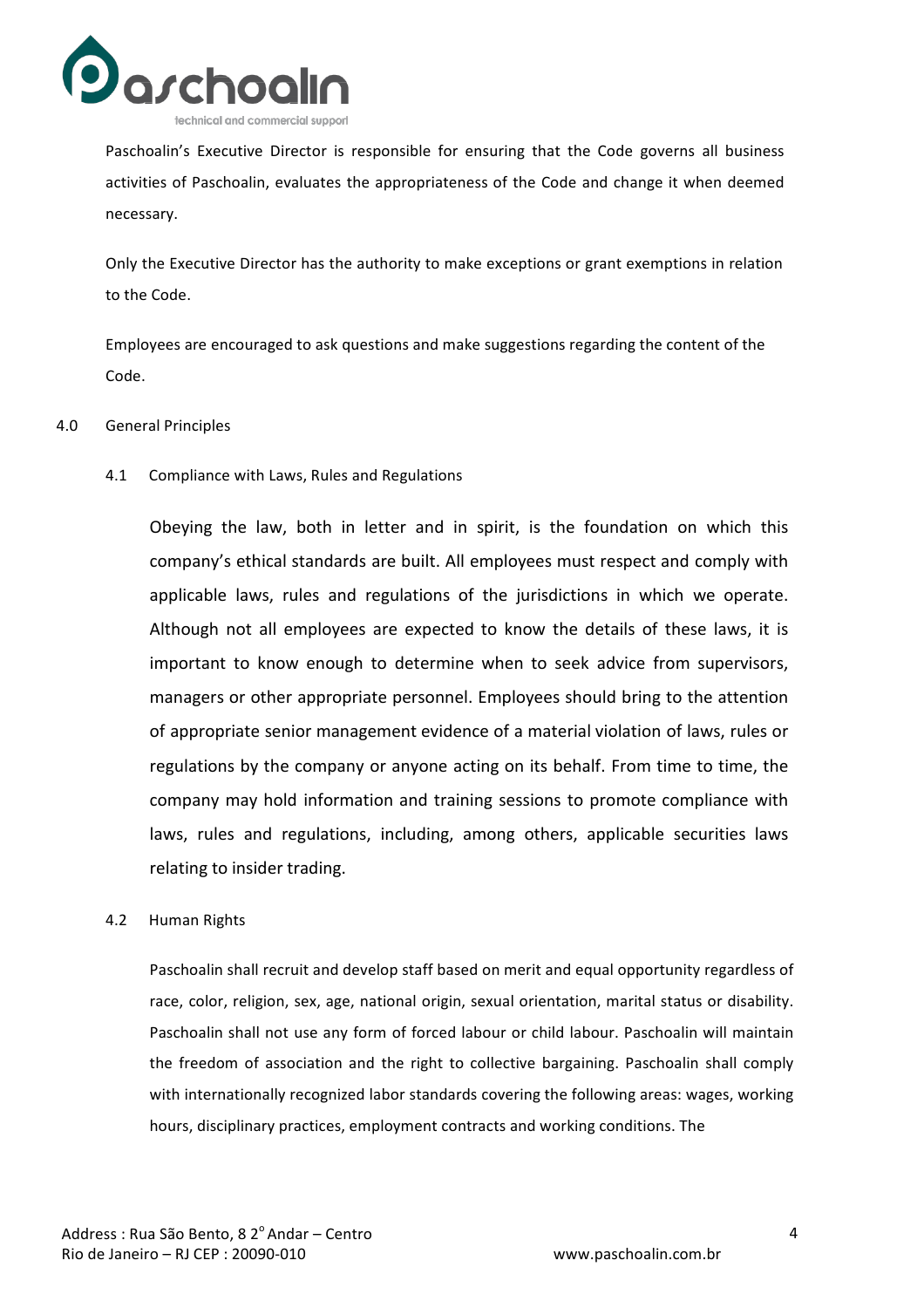Paschoalin's Executive Director is responsible for ensuring that the Code governs all business activities of Paschoalin, evaluates the appropriateness of the Code and change it when deemed necessary.

Only the Executive Director has the authority to make exceptions or grant exemptions in relation to the Code.

Employees are encouraged to ask questions and make suggestions regarding the content of the Code.

## 4.0 General Principles

### 4.1 Compliance with Laws, Rules and Regulations

Obeying the law, both in letter and in spirit, is the foundation on which this company's ethical standards are built. All employees must respect and comply with applicable laws, rules and regulations of the jurisdictions in which we operate. Although not all employees are expected to know the details of these laws, it is important to know enough to determine when to seek advice from supervisors, managers or other appropriate personnel. Employees should bring to the attention of appropriate senior management evidence of a material violation of laws, rules or regulations by the company or anyone acting on its behalf. From time to time, the company may hold information and training sessions to promote compliance with laws, rules and regulations, including, among others, applicable securities laws relating to insider trading.

### 4.2 Human Rights

Paschoalin shall recruit and develop staff based on merit and equal opportunity regardless of race, color, religion, sex, age, national origin, sexual orientation, marital status or disability. Paschoalin shall not use any form of forced labour or child labour. Paschoalin will maintain the freedom of association and the right to collective bargaining. Paschoalin shall comply with internationally recognized labor standards covering the following areas: wages, working hours, disciplinary practices, employment contracts and working conditions. The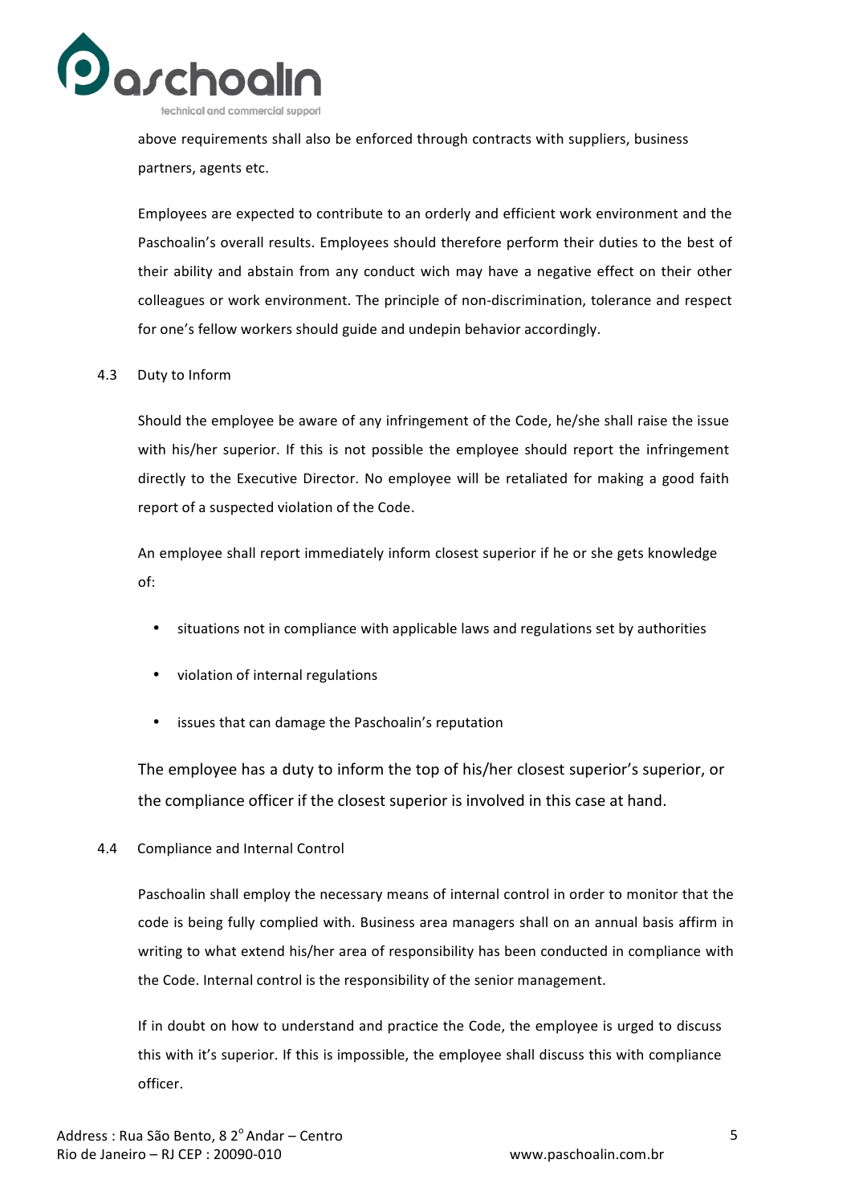above requirements shall also be enforced through contracts with suppliers, business partners, agents etc.

Employees are expected to contribute to an orderly and efficient work environment and the Paschoalin's overall results. Employees should therefore perform their duties to the best of their ability and abstain from any conduct wich may have a negative effect on their other colleagues or work environment. The principle of non-discrimination, tolerance and respect for one's fellow workers should guide and undepin behavior accordingly.

## 4.3 Duty to Inform

Should the employee be aware of any infringement of the Code, he/she shall raise the issue with his/her superior. If this is not possible the employee should report the infringement directly to the Executive Director. No employee will be retaliated for making a good faith report of a suspected violation of the Code.

An employee shall report immediately inform closest superior if he or she gets knowledge of:

- situations not in compliance with applicable laws and regulations set by authorities
- violation of internal regulations
- issues that can damage the Paschoalin's reputation

The employee has a duty to inform the top of his/her closest superior's superior, or the compliance officer if the closest superior is involved in this case at hand.

## 4.4 Compliance and Internal Control

Paschoalin shall employ the necessary means of internal control in order to monitor that the code is being fully complied with. Business area managers shall on an annual basis affirm in writing to what extend his/her area of responsibility has been conducted in compliance with the Code. Internal control is the responsibility of the senior management.

If in doubt on how to understand and practice the Code, the employee is urged to discuss this with it's superior. If this is impossible, the employee shall discuss this with compliance officer.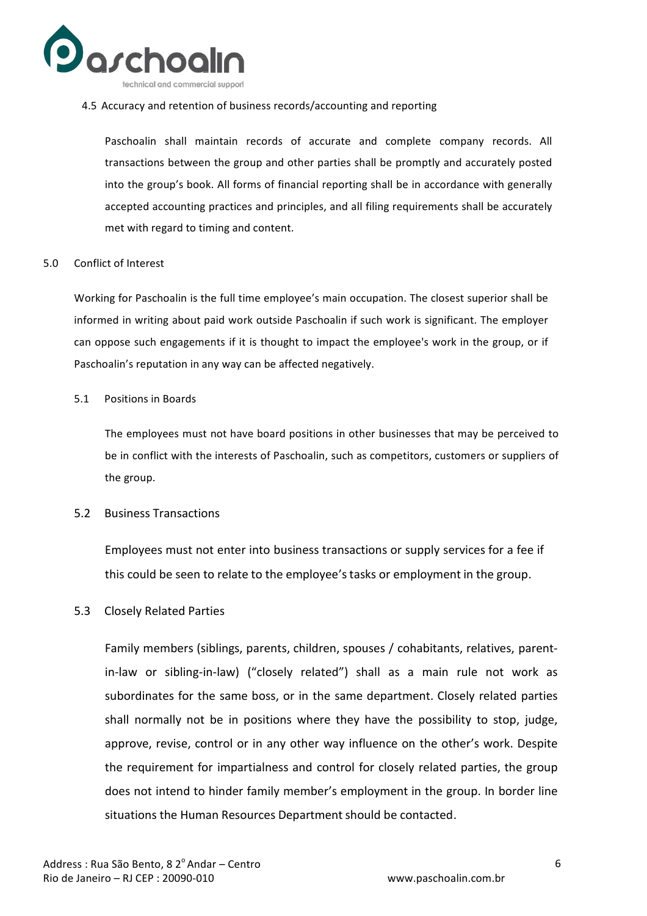### 4.5 Accuracy and retention of business records/accounting and reporting

Paschoalin shall maintain records of accurate and complete company records. All transactions between the group and other parties shall be promptly and accurately posted into the group's book. All forms of financial reporting shall be in accordance with generally accepted accounting practices and principles, and all filing requirements shall be accurately met with regard to timing and content.

## 5.0 Conflict of Interest

Working for Paschoalin is the full time employee's main occupation. The closest superior shall be informed in writing about paid work outside Paschoalin if such work is significant. The employer can oppose such engagements if it is thought to impact the employee's work in the group, or if Paschoalin's reputation in any way can be affected negatively.

### 5.1 Positions in Boards

The employees must not have board positions in other businesses that may be perceived to be in conflict with the interests of Paschoalin, such as competitors, customers or suppliers of the group.

### 5.2 Business Transactions

Employees must not enter into business transactions or supply services for a fee if this could be seen to relate to the employee's tasks or employment in the group.

### 5.3 Closely Related Parties

Family members (siblings, parents, children, spouses / cohabitants, relatives, parent-in-law or sibling-in-law) ("closely related") shall as a main rule not work as subordinates for the same boss, or in the same department. Closely related parties shall normally not be in positions where they have the possibility to stop, judge, approve, revise, control or in any other way influence on the other's work. Despite the requirement for impartialness and control for closely related parties, the group does not intend to hinder family member's employment in the group. In border line situations the Human Resources Department should be contacted.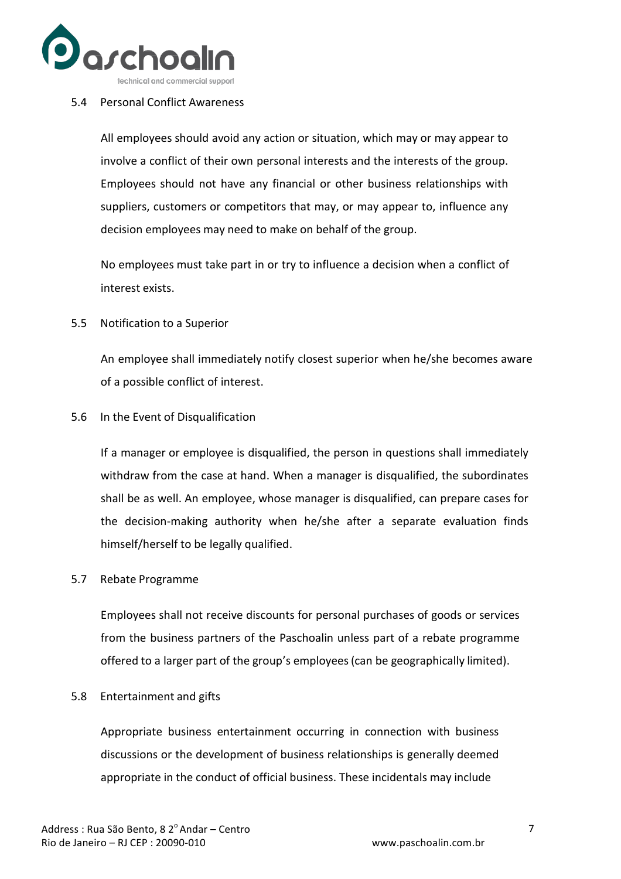### 5.4 Personal Conflict Awareness

All employees should avoid any action or situation, which may or may appear to involve a conflict of their own personal interests and the interests of the group. Employees should not have any financial or other business relationships with suppliers, customers or competitors that may, or may appear to, influence any decision employees may need to make on behalf of the group.

No employees must take part in or try to influence a decision when a conflict of interest exists.

### 5.5 Notification to a Superior

An employee shall immediately notify closest superior when he/she becomes aware of a possible conflict of interest.

### 5.6 In the Event of Disqualification

If a manager or employee is disqualified, the person in questions shall immediately withdraw from the case at hand. When a manager is disqualified, the subordinates shall be as well. An employee, whose manager is disqualified, can prepare cases for the decision-making authority when he/she after a separate evaluation finds himself/herself to be legally qualified.

### 5.7 Rebate Programme

Employees shall not receive discounts for personal purchases of goods or services from the business partners of the Paschoalin unless part of a rebate programme offered to a larger part of the group's employees (can be geographically limited).

### 5.8 Entertainment and gifts

Appropriate business entertainment occurring in connection with business discussions or the development of business relationships is generally deemed appropriate in the conduct of official business. These incidentals may include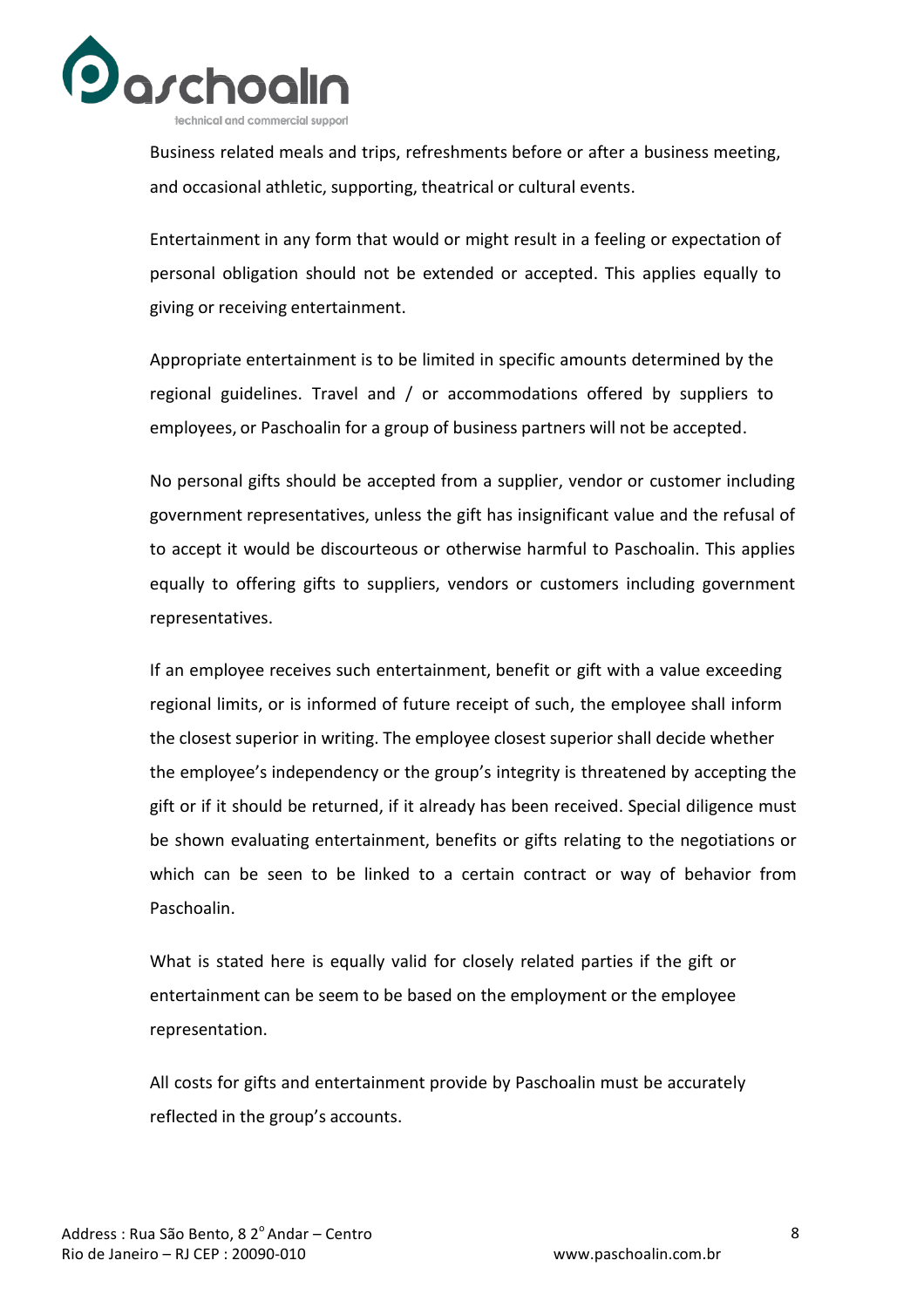Business related meals and trips, refreshments before or after a business meeting, and occasional athletic, supporting, theatrical or cultural events.

Entertainment in any form that would or might result in a feeling or expectation of personal obligation should not be extended or accepted. This applies equally to giving or receiving entertainment.

Appropriate entertainment is to be limited in specific amounts determined by the regional guidelines. Travel and / or accommodations offered by suppliers to employees, or Paschoalin for a group of business partners will not be accepted.

No personal gifts should be accepted from a supplier, vendor or customer including government representatives, unless the gift has insignificant value and the refusal of to accept it would be discourteous or otherwise harmful to Paschoalin. This applies equally to offering gifts to suppliers, vendors or customers including government representatives.

If an employee receives such entertainment, benefit or gift with a value exceeding regional limits, or is informed of future receipt of such, the employee shall inform the closest superior in writing. The employee closest superior shall decide whether the employee's independency or the group's integrity is threatened by accepting the gift or if it should be returned, if it already has been received. Special diligence must be shown evaluating entertainment, benefits or gifts relating to the negotiations or which can be seen to be linked to a certain contract or way of behavior from Paschoalin.

What is stated here is equally valid for closely related parties if the gift or entertainment can be seem to be based on the employment or the employee representation.

All costs for gifts and entertainment provide by Paschoalin must be accurately reflected in the group's accounts.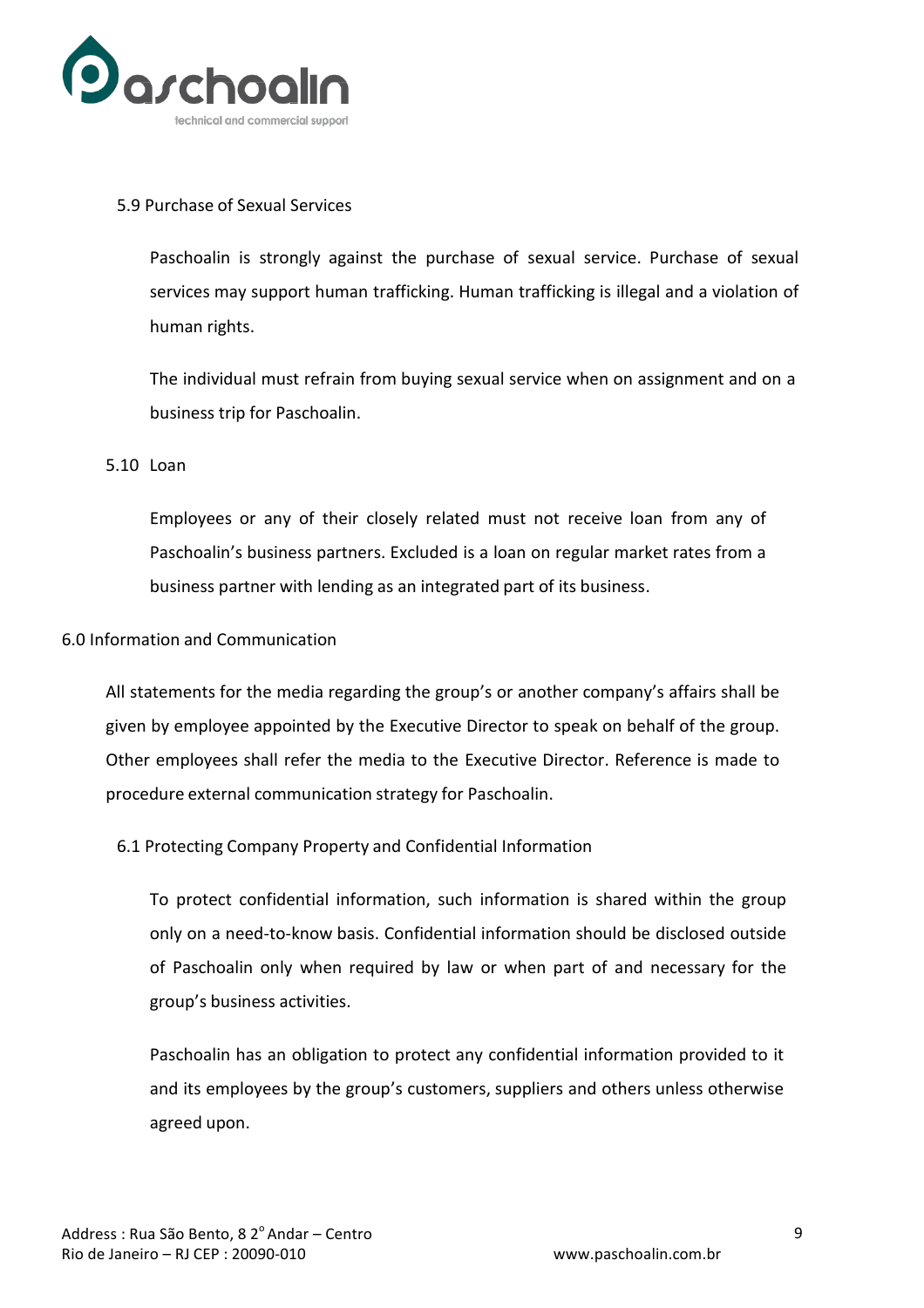### 5.9 Purchase of Sexual Services

Paschoalin is strongly against the purchase of sexual service. Purchase of sexual services may support human trafficking. Human trafficking is illegal and a violation of human rights.

The individual must refrain from buying sexual service when on assignment and on a business trip for Paschoalin.

### 5.10 Loan

Employees or any of their closely related must not receive loan from any of Paschoalin's business partners. Excluded is a loan on regular market rates from a business partner with lending as an integrated part of its business.

## 6.0 Information and Communication

All statements for the media regarding the group's or another company's affairs shall be given by employee appointed by the Executive Director to speak on behalf of the group. Other employees shall refer the media to the Executive Director. Reference is made to procedure external communication strategy for Paschoalin.

### 6.1 Protecting Company Property and Confidential Information

To protect confidential information, such information is shared within the group only on a need-to-know basis. Confidential information should be disclosed outside of Paschoalin only when required by law or when part of and necessary for the group's business activities.

Paschoalin has an obligation to protect any confidential information provided to it and its employees by the group's customers, suppliers and others unless otherwise agreed upon.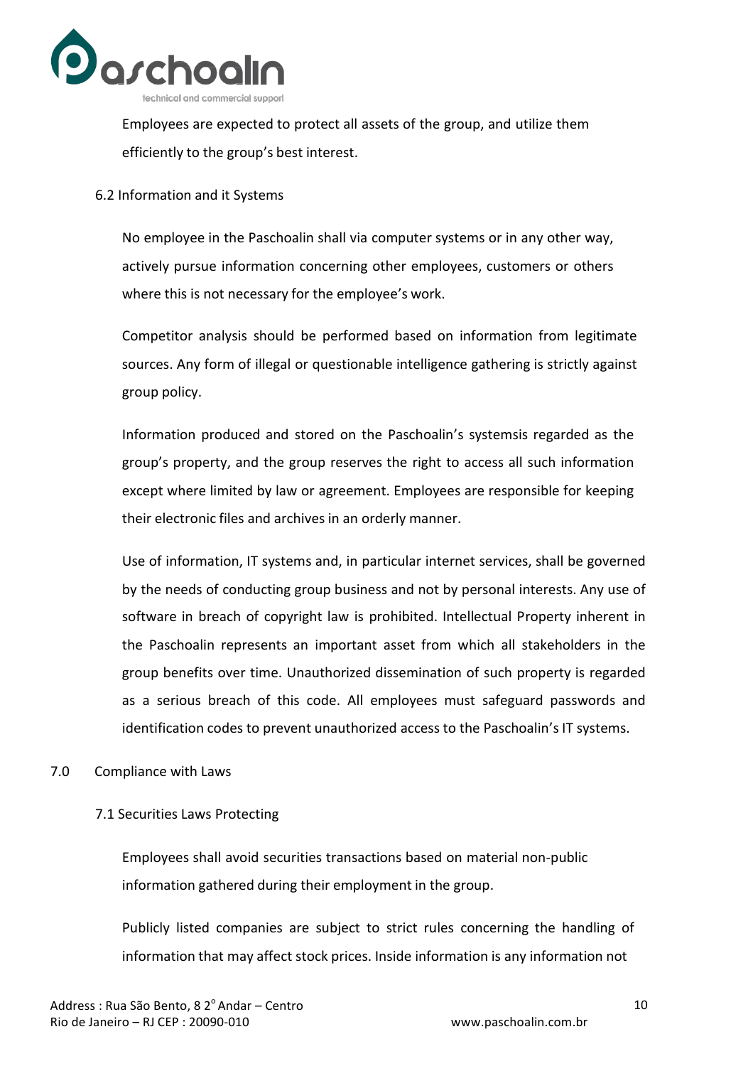Employees are expected to protect all assets of the group, and utilize them efficiently to the group's best interest.

### 6.2 Information and it Systems

No employee in the Paschoalin shall via computer systems or in any other way, actively pursue information concerning other employees, customers or others where this is not necessary for the employee's work.

Competitor analysis should be performed based on information from legitimate sources. Any form of illegal or questionable intelligence gathering is strictly against group policy.

Information produced and stored on the Paschoalin's systemsis regarded as the group's property, and the group reserves the right to access all such information except where limited by law or agreement. Employees are responsible for keeping their electronic files and archives in an orderly manner.

Use of information, IT systems and, in particular internet services, shall be governed by the needs of conducting group business and not by personal interests. Any use of software in breach of copyright law is prohibited. Intellectual Property inherent in the Paschoalin represents an important asset from which all stakeholders in the group benefits over time. Unauthorized dissemination of such property is regarded as a serious breach of this code. All employees must safeguard passwords and identification codes to prevent unauthorized access to the Paschoalin's IT systems.

## 7.0 Compliance with Laws

### 7.1 Securities Laws Protecting

Employees shall avoid securities transactions based on material non-public information gathered during their employment in the group.

Publicly listed companies are subject to strict rules concerning the handling of information that may affect stock prices. Inside information is any information not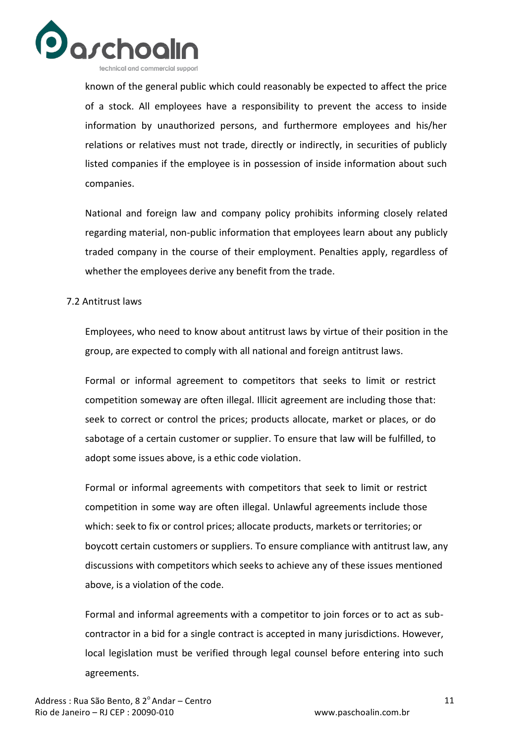known of the general public which could reasonably be expected to affect the price of a stock. All employees have a responsibility to prevent the access to inside information by unauthorized persons, and furthermore employees and his/her relations or relatives must not trade, directly or indirectly, in securities of publicly listed companies if the employee is in possession of inside information about such companies.

National and foreign law and company policy prohibits informing closely related regarding material, non-public information that employees learn about any publicly traded company in the course of their employment. Penalties apply, regardless of whether the employees derive any benefit from the trade.

### 7.2 Antitrust laws

Employees, who need to know about antitrust laws by virtue of their position in the group, are expected to comply with all national and foreign antitrust laws.

Formal or informal agreement to competitors that seeks to limit or restrict competition someway are often illegal. Illicit agreement are including those that: seek to correct or control the prices; products allocate, market or places, or do sabotage of a certain customer or supplier. To ensure that law will be fulfilled, to adopt some issues above, is a ethic code violation.

Formal or informal agreements with competitors that seek to limit or restrict competition in some way are often illegal. Unlawful agreements include those which: seek to fix or control prices; allocate products, markets or territories; or boycott certain customers or suppliers. To ensure compliance with antitrust law, any discussions with competitors which seeks to achieve any of these issues mentioned above, is a violation of the code.

Formal and informal agreements with a competitor to join forces or to act as sub-contractor in a bid for a single contract is accepted in many jurisdictions. However, local legislation must be verified through legal counsel before entering into such agreements.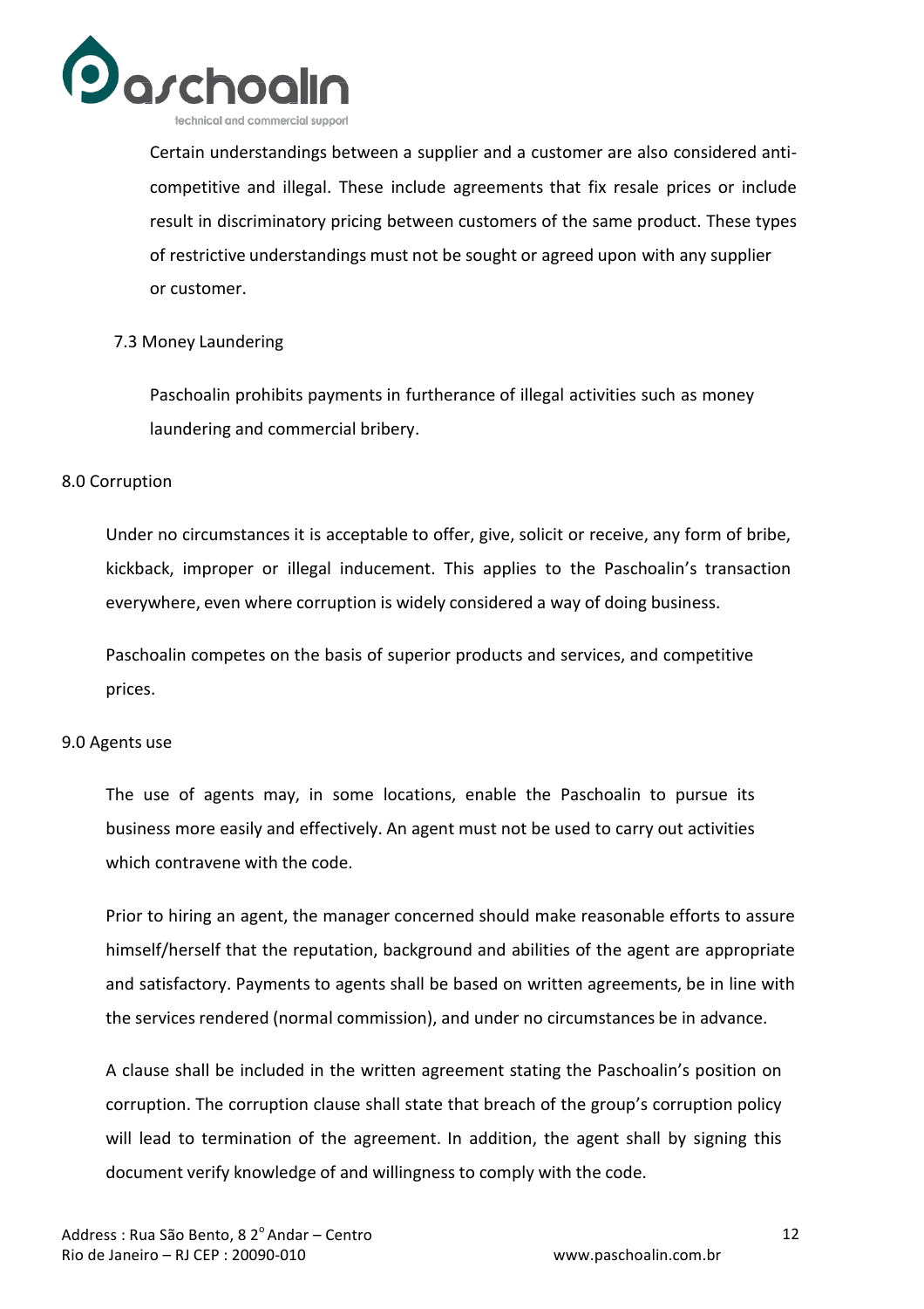Certain understandings between a supplier and a customer are also considered anti-competitive and illegal. These include agreements that fix resale prices or include result in discriminatory pricing between customers of the same product. These types of restrictive understandings must not be sought or agreed upon with any supplier or customer.

### 7.3 Money Laundering

Paschoalin prohibits payments in furtherance of illegal activities such as money laundering and commercial bribery.

## 8.0 Corruption

Under no circumstances it is acceptable to offer, give, solicit or receive, any form of bribe, kickback, improper or illegal inducement. This applies to the Paschoalin's transaction everywhere, even where corruption is widely considered a way of doing business.

Paschoalin competes on the basis of superior products and services, and competitive prices.

## 9.0 Agents use

The use of agents may, in some locations, enable the Paschoalin to pursue its business more easily and effectively. An agent must not be used to carry out activities which contravene with the code.

Prior to hiring an agent, the manager concerned should make reasonable efforts to assure himself/herself that the reputation, background and abilities of the agent are appropriate and satisfactory. Payments to agents shall be based on written agreements, be in line with the services rendered (normal commission), and under no circumstances be in advance.

A clause shall be included in the written agreement stating the Paschoalin's position on corruption. The corruption clause shall state that breach of the group's corruption policy will lead to termination of the agreement. In addition, the agent shall by signing this document verify knowledge of and willingness to comply with the code.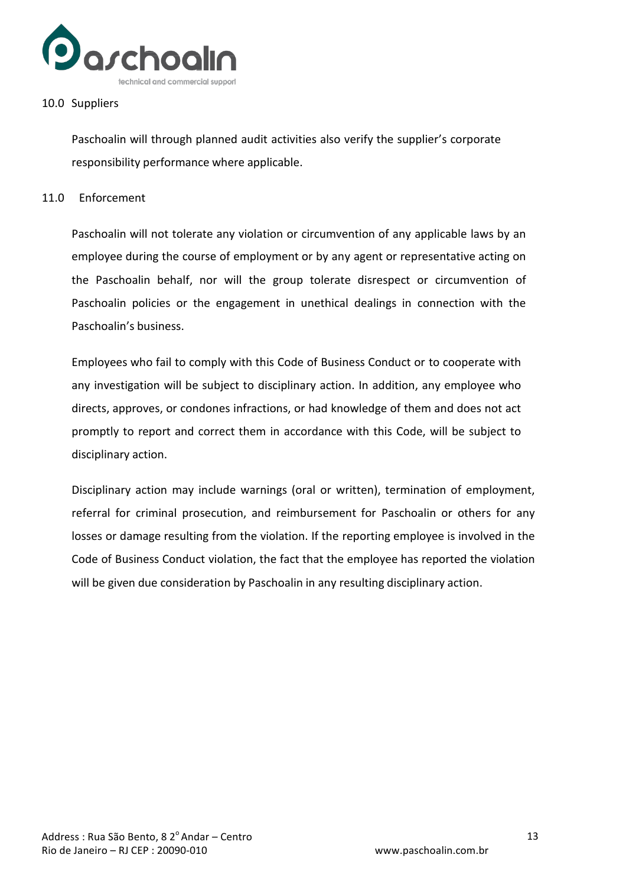## 10.0 Suppliers

Paschoalin will through planned audit activities also verify the supplier's corporate responsibility performance where applicable.

## 11.0 Enforcement

Paschoalin will not tolerate any violation or circumvention of any applicable laws by an employee during the course of employment or by any agent or representative acting on the Paschoalin behalf, nor will the group tolerate disrespect or circumvention of Paschoalin policies or the engagement in unethical dealings in connection with the Paschoalin's business.

Employees who fail to comply with this Code of Business Conduct or to cooperate with any investigation will be subject to disciplinary action. In addition, any employee who directs, approves, or condones infractions, or had knowledge of them and does not act promptly to report and correct them in accordance with this Code, will be subject to disciplinary action.

Disciplinary action may include warnings (oral or written), termination of employment, referral for criminal prosecution, and reimbursement for Paschoalin or others for any losses or damage resulting from the violation. If the reporting employee is involved in the Code of Business Conduct violation, the fact that the employee has reported the violation will be given due consideration by Paschoalin in any resulting disciplinary action.